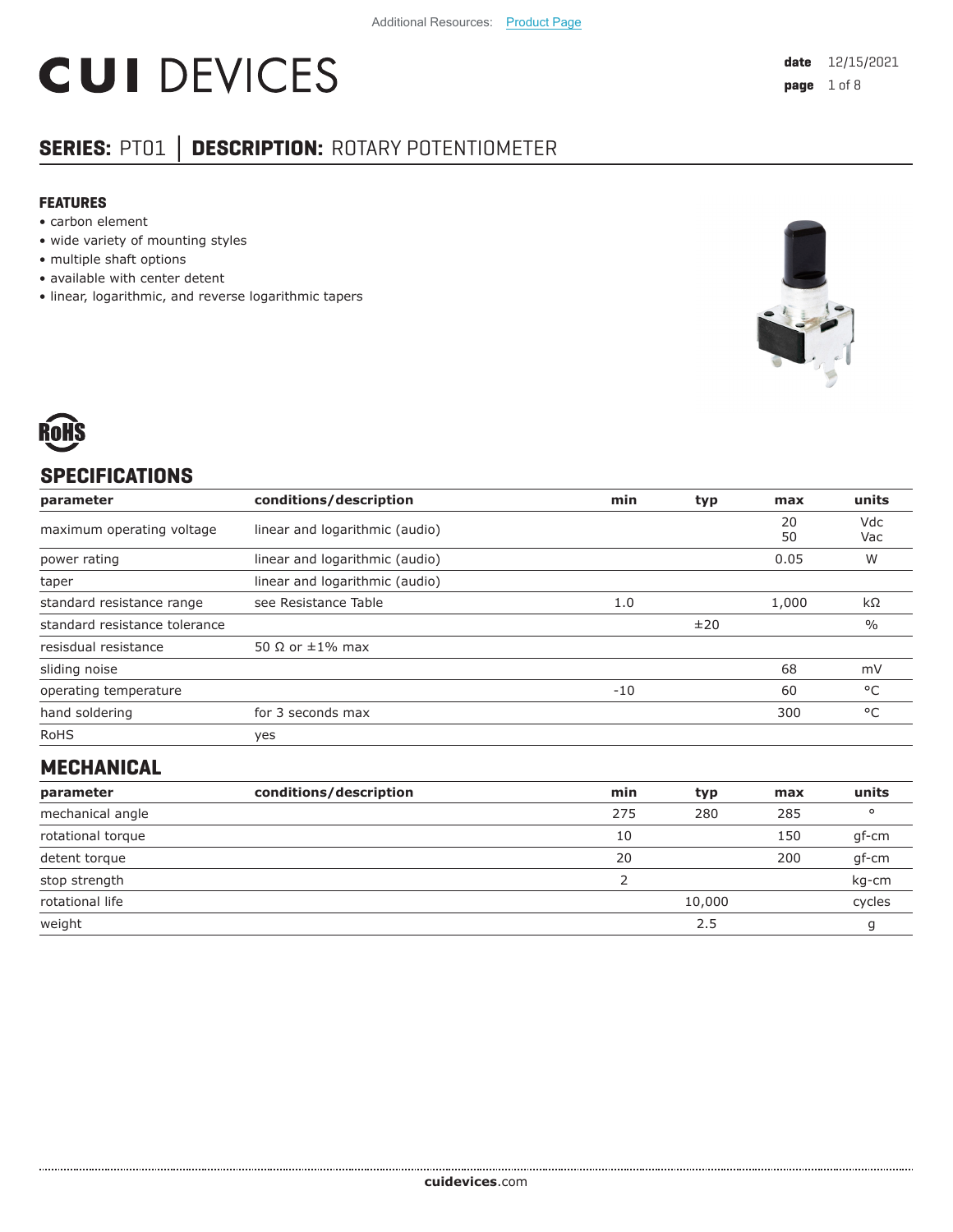Additional Resources: Product Page

# CUI DEVICES

date 12/15/2021

## SERIES: PT01 │ DESCRIPTION: ROTARY POTENTIOMETER

### FEATURES

- carbon element
- wide variety of mounting styles
- multiple shaft options
- available with center detent
- linear, logarithmic, and reverse logarithmic tapers

RoHS

## SPECIFICATIONS

| parameter | conditions/description | min | typ | max | units |
|---|---|---|---|---|---|
| maximum operating voltage | linear and logarithmic (audio) | | | 20<br>50 | Vdc<br>Vac |
| power rating | linear and logarithmic (audio) | | | 0.05 | W |
| taper | linear and logarithmic (audio) | | | | |
| standard resistance range | see Resistance Table | 1.0 | | 1,000 | kΩ |
| standard resistance tolerance | | | ±20 | | % |
| resisdual resistance | 50 Ω or ±1% max | | | | |
| sliding noise | | | | 68 | mV |
| operating temperature | | -10 | | 60 | °C |
| hand soldering | for 3 seconds max | | | 300 | °C |
| RoHS | yes | | | | |

## MECHANICAL

| parameter | conditions/description | min | typ | max | units |
|---|---|---|---|---|---|
| mechanical angle | | 275 | 280 | 285 | ° |
| rotational torque | | 10 | | 150 | gf-cm |
| detent torque | | 20 | | 200 | gf-cm |
| stop strength | | 2 | | | kg-cm |
| rotational life | | | 10,000 | | cycles |
| weight | | | 2.5 | | g |

cuidevices.com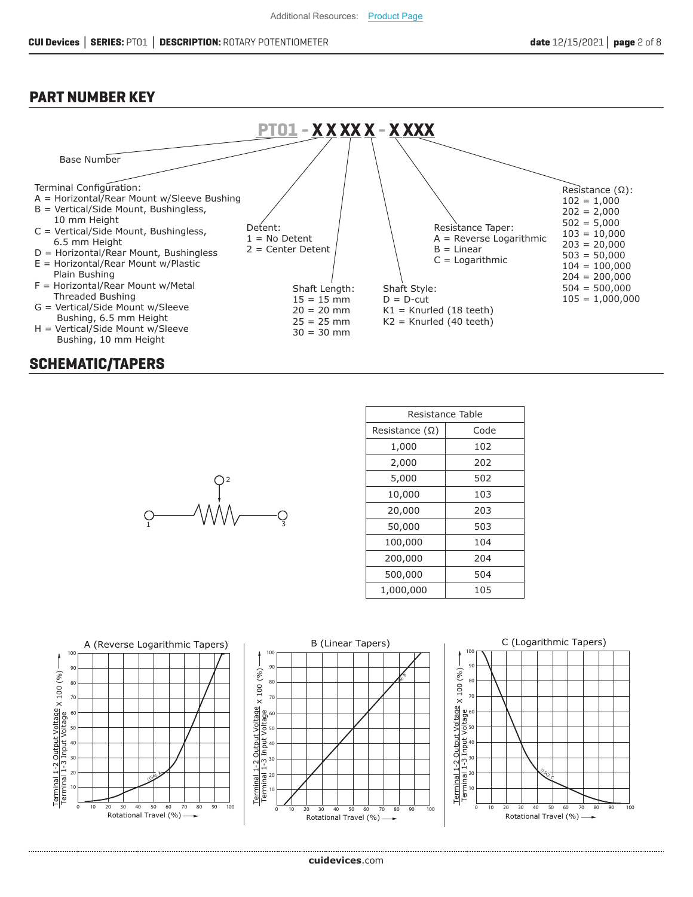Additional Resources: Product Page

## PART NUMBER KEY

**PT01 - X X XX X - X XXX**

Base Number

Terminal Configuration:
A = Horizontal/Rear Mount w/Sleeve Bushing
B = Vertical/Side Mount, Bushingless, 10 mm Height
C = Vertical/Side Mount, Bushingless, 6.5 mm Height
D = Horizontal/Rear Mount, Bushingless
E = Horizontal/Rear Mount w/Plastic Plain Bushing
F = Horizontal/Rear Mount w/Metal Threaded Bushing
G = Vertical/Side Mount w/Sleeve Bushing, 6.5 mm Height
H = Vertical/Side Mount w/Sleeve Bushing, 10 mm Height

Detent:
1 = No Detent
2 = Center Detent

Shaft Length:
15 = 15 mm
20 = 20 mm
25 = 25 mm
30 = 30 mm

Shaft Style:
D = D-cut
K1 = Knurled (18 teeth)
K2 = Knurled (40 teeth)

Resistance Taper:
A = Reverse Logarithmic
B = Linear
C = Logarithmic

Resistance (Ω):
102 = 1,000
202 = 2,000
502 = 5,000
103 = 10,000
203 = 20,000
503 = 50,000
104 = 100,000
204 = 200,000
504 = 500,000
105 = 1,000,000

## SCHEMATIC/TAPERS

2
1
3

| Resistance Table | |
|---|---|
| Resistance (Ω) | Code |
| 1,000 | 102 |
| 2,000 | 202 |
| 5,000 | 502 |
| 10,000 | 103 |
| 20,000 | 203 |
| 50,000 | 503 |
| 100,000 | 104 |
| 200,000 | 204 |
| 500,000 | 504 |
| 1,000,000 | 105 |

A (Reverse Logarithmic Tapers)
(15A) A
Terminal 1-2 Output Voltage / Terminal 1-3 Input Voltage X 100 (%)
Rotational Travel (%)
0 10 20 30 40 50 60 70 80 90 100

B (Linear Tapers)
(B) B
Terminal 1-2 Output Voltage / Terminal 1-3 Input Voltage X 100 (%)
Rotational Travel (%)
0 10 20 30 40 50 60 70 80 90 100

C (Logarithmic Tapers)
(15C) C
Terminal 1-2 Output Voltage / Terminal 1-3 Input Voltage X 100 (%)
Rotational Travel (%)
0 10 20 30 40 50 60 70 80 90 100

**cuidevices**.com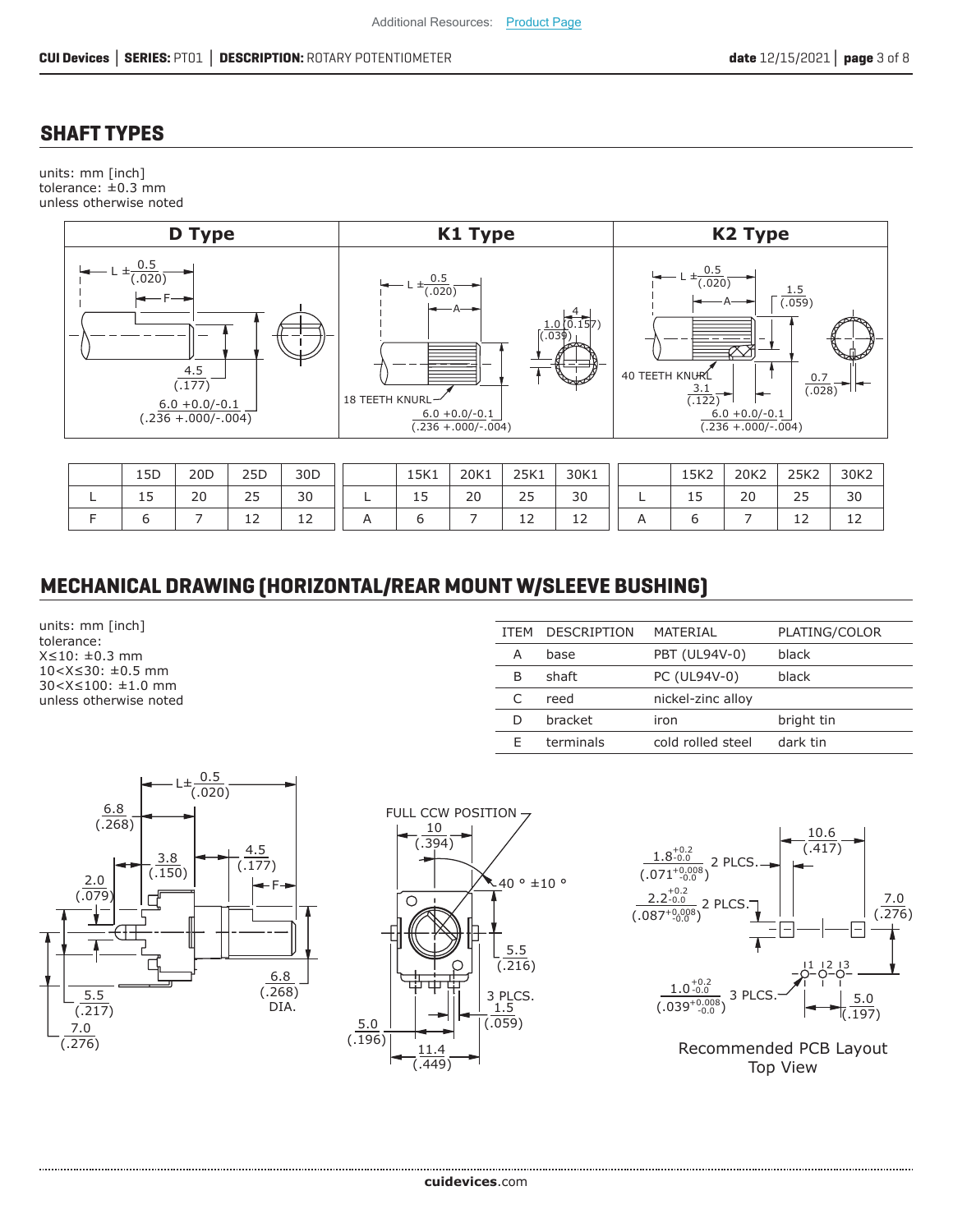Additional Resources: Product Page

## SHAFT TYPES

units: mm [inch]
tolerance: ±0.3 mm
unless otherwise noted

| D Type | K1 Type | K2 Type |
|---|---|---|
| L ±0.5 (.020); F; 4.5 (.177); 6.0 +0.0/-0.1 (.236 +.000/-.004) | L ±0.5 (.020); A; 4 (0.157); 1.0 (.039); 18 TEETH KNURL; 6.0 +0.0/-0.1 (.236 +.000/-.004) | L ±0.5 (.020); A; 1.5 (.059); 40 TEETH KNURL; 3.1 (.122); 0.7 (.028); 6.0 +0.0/-0.1 (.236 +.000/-.004) |

| | 15D | 20D | 25D | 30D |
|---|---|---|---|---|
| L | 15 | 20 | 25 | 30 |
| F | 6 | 7 | 12 | 12 |

| | 15K1 | 20K1 | 25K1 | 30K1 |
|---|---|---|---|---|
| L | 15 | 20 | 25 | 30 |
| A | 6 | 7 | 12 | 12 |

| | 15K2 | 20K2 | 25K2 | 30K2 |
|---|---|---|---|---|
| L | 15 | 20 | 25 | 30 |
| A | 6 | 7 | 12 | 12 |

## MECHANICAL DRAWING (HORIZONTAL/REAR MOUNT W/SLEEVE BUSHING)

units: mm [inch]
tolerance:
X≤10: ±0.3 mm
10<X≤30: ±0.5 mm
30<X≤100: ±1.0 mm
unless otherwise noted

| ITEM | DESCRIPTION | MATERIAL | PLATING/COLOR |
|---|---|---|---|
| A | base | PBT (UL94V-0) | black |
| B | shaft | PC (UL94V-0) | black |
| C | reed | nickel-zinc alloy | |
| D | bracket | iron | bright tin |
| E | terminals | cold rolled steel | dark tin |

L±0.5 (.020)
6.8 (.268)
3.8 (.150)
4.5 (.177)
2.0 (.079)
F
5.5 (.217)
7.0 (.276)
6.8 (.268) DIA.

FULL CCW POSITION
10 (.394)
40 ° ±10 °
5.5 (.216)
3 PLCS. 1.5 (.059)
5.0 (.196)
11.4 (.449)

$1.8^{+0.2}_{-0.0}$ ($.071^{+0.008}_{-0.0}$) 2 PLCS.
$2.2^{+0.2}_{-0.0}$ ($.087^{+0.008}_{-0.0}$) 2 PLCS.
10.6 (.417)
7.0 (.276)
1 2 3
$1.0^{+0.2}_{-0.0}$ ($.039^{+0.008}_{-0.0}$) 3 PLCS.
5.0 (.197)

Recommended PCB Layout
Top View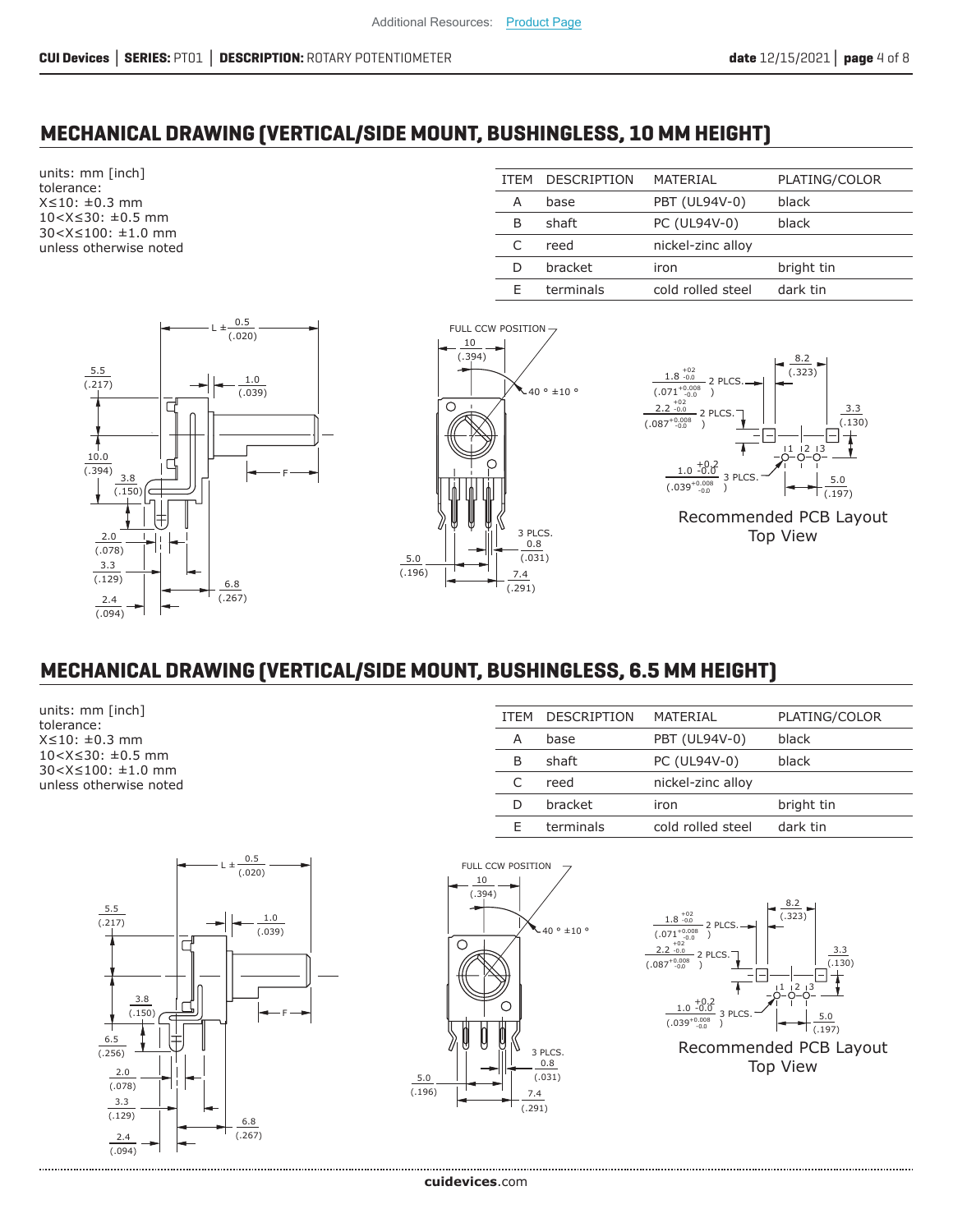## MECHANICAL DRAWING (VERTICAL/SIDE MOUNT, BUSHINGLESS, 10 MM HEIGHT)

units: mm [inch]
tolerance:
X≤10: ±0.3 mm
10<X≤30: ±0.5 mm
30<X≤100: ±1.0 mm
unless otherwise noted

| ITEM | DESCRIPTION | MATERIAL | PLATING/COLOR |
|---|---|---|---|
| A | base | PBT (UL94V-0) | black |
| B | shaft | PC (UL94V-0) | black |
| C | reed | nickel-zinc alloy | |
| D | bracket | iron | bright tin |
| E | terminals | cold rolled steel | dark tin |

L ± 0.5 (.020)
5.5 (.217)
1.0 (.039)
10.0 (.394)
3.8 (.150)
F
2.0 (.078)
3.3 (.129)
6.8 (.267)
2.4 (.094)

FULL CCW POSITION
10 (.394)
40 ° ±10 °
3 PLCS. 0.8 (.031)
5.0 (.196)
7.4 (.291)

8.2 (.323)
$1.8^{+02}_{-0.0}$ 2 PLCS. $(.071^{+0.008}_{-0.0})$
$2.2^{+02}_{-0.0}$ 2 PLCS. $(.087^{+0.008}_{-0.0})$
3.3 (.130)
1 2 3
$1.0^{+0.2}_{-0.0}$ 3 PLCS. $(.039^{+0.008}_{-0.0})$
5.0 (.197)

Recommended PCB Layout
Top View

## MECHANICAL DRAWING (VERTICAL/SIDE MOUNT, BUSHINGLESS, 6.5 MM HEIGHT)

units: mm [inch]
tolerance:
X≤10: ±0.3 mm
10<X≤30: ±0.5 mm
30<X≤100: ±1.0 mm
unless otherwise noted

| ITEM | DESCRIPTION | MATERIAL | PLATING/COLOR |
|---|---|---|---|
| A | base | PBT (UL94V-0) | black |
| B | shaft | PC (UL94V-0) | black |
| C | reed | nickel-zinc alloy | |
| D | bracket | iron | bright tin |
| E | terminals | cold rolled steel | dark tin |

L ± 0.5 (.020)
5.5 (.217)
1.0 (.039)
3.8 (.150)
F
6.5 (.256)
2.0 (.078)
3.3 (.129)
6.8 (.267)
2.4 (.094)

FULL CCW POSITION
10 (.394)
40 ° ±10 °
3 PLCS. 0.8 (.031)
5.0 (.196)
7.4 (.291)

8.2 (.323)
$1.8^{+02}_{-0.0}$ 2 PLCS. $(.071^{+0.008}_{-0.0})$
$2.2^{+02}_{-0.0}$ 2 PLCS. $(.087^{+0.008}_{-0.0})$
3.3 (.130)
1 2 3
$1.0^{+0.2}_{-0.0}$ 3 PLCS. $(.039^{+0.008}_{-0.0})$
5.0 (.197)

Recommended PCB Layout
Top View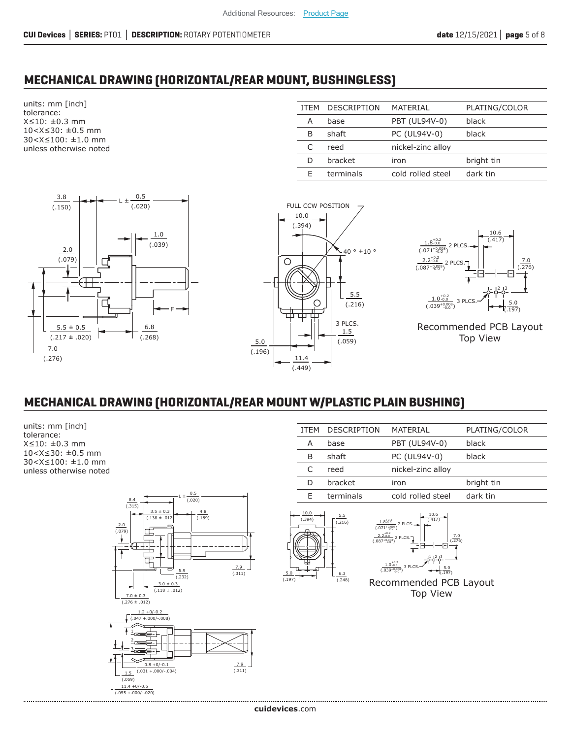## MECHANICAL DRAWING (HORIZONTAL/REAR MOUNT, BUSHINGLESS)

units: mm [inch]
tolerance:
X≤10: ±0.3 mm
10<X≤30: ±0.5 mm
30<X≤100: ±1.0 mm
unless otherwise noted

| ITEM | DESCRIPTION | MATERIAL | PLATING/COLOR |
|---|---|---|---|
| A | base | PBT (UL94V-0) | black |
| B | shaft | PC (UL94V-0) | black |
| C | reed | nickel-zinc alloy | |
| D | bracket | iron | bright tin |
| E | terminals | cold rolled steel | dark tin |

3.8 (.150)
L ± 0.5 (.020)
1.0 (.039)
2.0 (.079)
F
5.5 ± 0.5 (.217 ± .020)
6.8 (.268)
7.0 (.276)

FULL CCW POSITION
10.0 (.394)
40 ° ±10 °
5.5 (.216)
3 PLCS. 1.5 (.059)
5.0 (.196)
11.4 (.449)

$1.8^{+0.2}_{-0.0}$ ($.071^{+0.008}_{-0.0}$) 2 PLCS.
$2.2^{+0.2}_{-0.0}$ ($.087^{+0.008}_{-0.0}$) 2 PLCS.
10.6 (.417)
7.0 (.276)
$1.0^{+0.2}_{-0.0}$ ($.039^{+0.008}_{-0.0}$) 3 PLCS.
1 2 3
5.0 (.197)

Recommended PCB Layout
Top View

## MECHANICAL DRAWING (HORIZONTAL/REAR MOUNT W/PLASTIC PLAIN BUSHING)

units: mm [inch]
tolerance:
X≤10: ±0.3 mm
10<X≤30: ±0.5 mm
30<X≤100: ±1.0 mm
unless otherwise noted

| ITEM | DESCRIPTION | MATERIAL | PLATING/COLOR |
|---|---|---|---|
| A | base | PBT (UL94V-0) | black |
| B | shaft | PC (UL94V-0) | black |
| C | reed | nickel-zinc alloy | |
| D | bracket | iron | bright tin |
| E | terminals | cold rolled steel | dark tin |

8.4 (.315)
L ± 0.5 (.020)
3.5 ± 0.3 (.138 ± .012)
4.8 (.189)
2.0 (.079)
7.9 (.311)
5.9 (.232)
3.0 ± 0.3 (.118 ± .012)
7.0 ± 0.3 (.276 ± .012)

1.2 +0/-0.2 (.047 +.000/-.008)
1 2 3
0.8 +0/-0.1 (.031 +.000/-.004)
1.5 (.059)
7.9 (.311)
11.4 +0/-0.5 (.055 +.000/-.020)

10.0 (.394)
5.5 (.216)
5.0 (.197)
6.3 (.248)

$1.8^{+0.2}_{-0.0}$ ($.071^{+0.008}_{-0.0}$) 2 PLCS.
$2.2^{+0.2}_{-0.0}$ ($.087^{+0.008}_{-0.0}$) 2 PLCS.
10.6 (.417)
7.0 (.276)
$1.0^{+0.2}_{-0.0}$ ($.039^{+0.008}_{-0.0}$) 3 PLCS.
1 2 3
5.0 (.197)

Recommended PCB Layout
Top View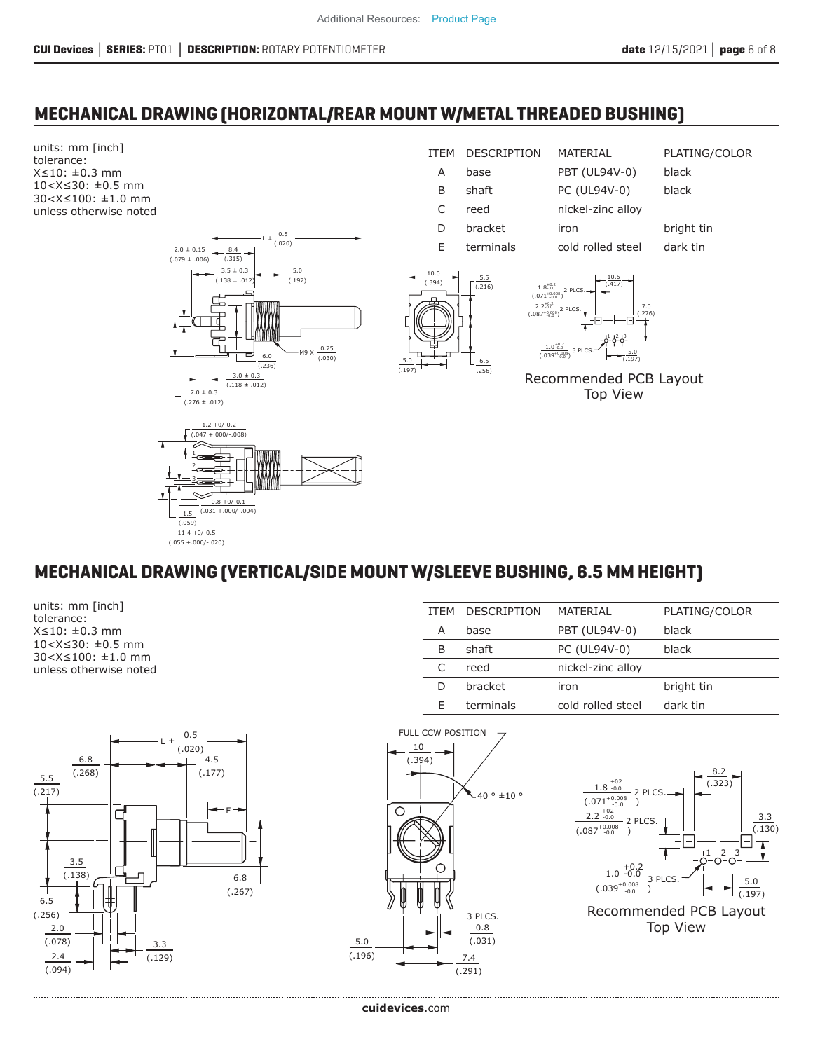## MECHANICAL DRAWING (HORIZONTAL/REAR MOUNT W/METAL THREADED BUSHING)

units: mm [inch]
tolerance:
X≤10: ±0.3 mm
10<X≤30: ±0.5 mm
30<X≤100: ±1.0 mm
unless otherwise noted

| ITEM | DESCRIPTION | MATERIAL | PLATING/COLOR |
|---|---|---|---|
| A | base | PBT (UL94V-0) | black |
| B | shaft | PC (UL94V-0) | black |
| C | reed | nickel-zinc alloy | |
| D | bracket | iron | bright tin |
| E | terminals | cold rolled steel | dark tin |

L ± 0.5 (.020)
2.0 ± 0.15 (.079 ± .006)
8.4 (.315)
3.5 ± 0.3 (.138 ± .012)
5.0 (.197)
M9 X 0.75 (.030)
6.0 (.236)
3.0 ± 0.3 (.118 ± .012)
7.0 ± 0.3 (.276 ± .012)
10.0 (.394)
5.5 (.216)
5.0 (.197)
6.5 (.256)
1.2 +0/-0.2 (.047 +.000/-.008)
0.8 +0/-0.1 (.031 +.000/-.004)
1.5 (.059)
11.4 +0/-0.5 (.055 +.000/-.020)

1.8 +0.2/-0.0 (.071 +0.008/-0.0) 2 PLCS.
2.2 +0.2/-0.0 (.087 +0.008/-0.0) 2 PLCS.
1.0 +0.2/-0.0 (.039 +0.008/-0.0) 3 PLCS.
10.6 (.417)
7.0 (.276)
5.0 (.197)

Recommended PCB Layout
Top View

## MECHANICAL DRAWING (VERTICAL/SIDE MOUNT W/SLEEVE BUSHING, 6.5 MM HEIGHT)

units: mm [inch]
tolerance:
X≤10: ±0.3 mm
10<X≤30: ±0.5 mm
30<X≤100: ±1.0 mm
unless otherwise noted

| ITEM | DESCRIPTION | MATERIAL | PLATING/COLOR |
|---|---|---|---|
| A | base | PBT (UL94V-0) | black |
| B | shaft | PC (UL94V-0) | black |
| C | reed | nickel-zinc alloy | |
| D | bracket | iron | bright tin |
| E | terminals | cold rolled steel | dark tin |

L ± 0.5 (.020)
6.8 (.268)
4.5 (.177)
5.5 (.217)
F
3.5 (.138)
6.8 (.267)
6.5 (.256)
2.0 (.078)
2.4 (.094)
3.3 (.129)

FULL CCW POSITION
10 (.394)
40 ° ±10 °
3 PLCS. 0.8 (.031)
5.0 (.196)
7.4 (.291)

1.8 +02/-0.0 (.071 +0.008/-0.0) 2 PLCS.
2.2 +02/-0.0 (.087 +0.008/-0.0) 2 PLCS.
1.0 +0.2/-0.0 (.039 +0.008/-0.0) 3 PLCS.
8.2 (.323)
3.3 (.130)
5.0 (.197)

Recommended PCB Layout
Top View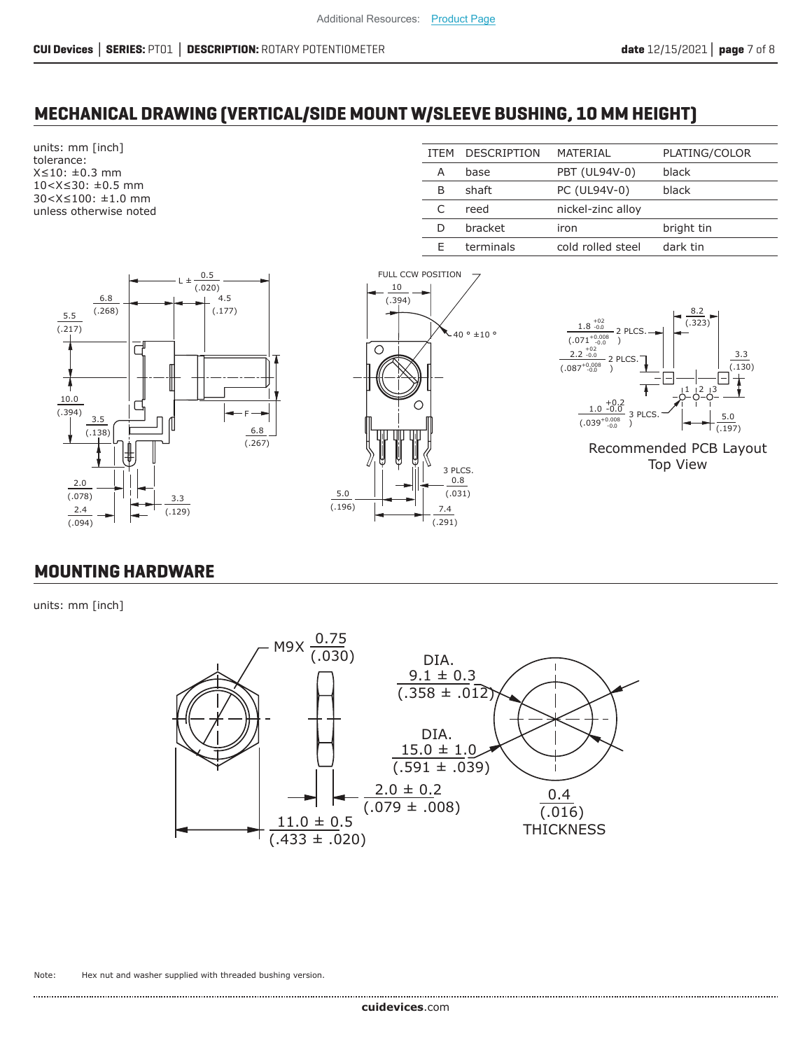## MECHANICAL DRAWING (VERTICAL/SIDE MOUNT W/SLEEVE BUSHING, 10 MM HEIGHT)

units: mm [inch]
tolerance:
X≤10: ±0.3 mm
10<X≤30: ±0.5 mm
30<X≤100: ±1.0 mm
unless otherwise noted

| ITEM | DESCRIPTION | MATERIAL | PLATING/COLOR |
|---|---|---|---|
| A | base | PBT (UL94V-0) | black |
| B | shaft | PC (UL94V-0) | black |
| C | reed | nickel-zinc alloy | |
| D | bracket | iron | bright tin |
| E | terminals | cold rolled steel | dark tin |

L ± 0.5 (.020)
6.8 (.268)
4.5 (.177)
5.5 (.217)
10.0 (.394)
3.5 (.138)
F
6.8 (.267)
2.0 (.078)
2.4 (.094)
3.3 (.129)

FULL CCW POSITION
10 (.394)
40 ° ±10 °
3 PLCS. 0.8 (.031)
5.0 (.196)
7.4 (.291)

8.2 (.323)
1.8 +02 -0.0 (.071 +0.008 -0.0) 2 PLCS.
2.2 +02 -0.0 (.087 +0.008 -0.0) 2 PLCS.
3.3 (.130)
1 2 3
1.0 +0.2 -0.0 (.039 +0.008 -0.0) 3 PLCS.
5.0 (.197)

Recommended PCB Layout
Top View

## MOUNTING HARDWARE

units: mm [inch]

M9X 0.75 (.030)
DIA. 9.1 ± 0.3 (.358 ± .012)
DIA. 15.0 ± 1.0 (.591 ± .039)
2.0 ± 0.2 (.079 ± .008)
11.0 ± 0.5 (.433 ± .020)
0.4 (.016) THICKNESS

Note: Hex nut and washer supplied with threaded bushing version.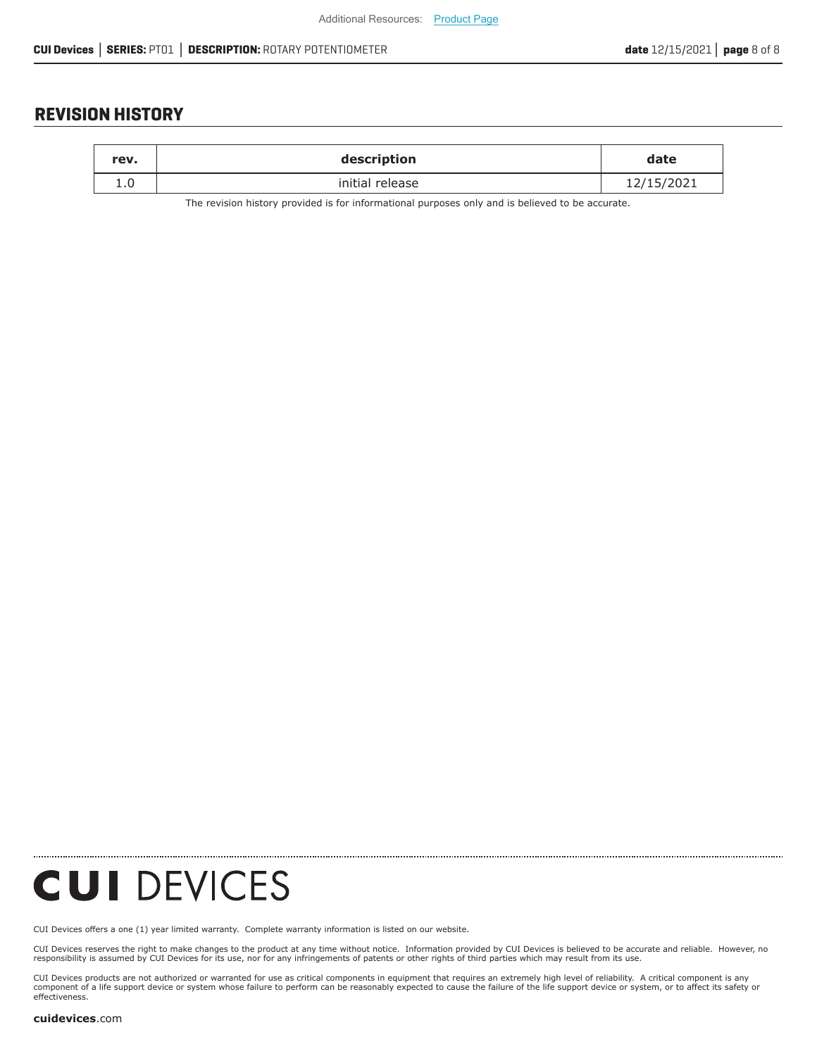## REVISION HISTORY

| rev. | description | date |
| --- | --- | --- |
| 1.0 | initial release | 12/15/2021 |

The revision history provided is for informational purposes only and is believed to be accurate.

**CUI** DEVICES

CUI Devices offers a one (1) year limited warranty. Complete warranty information is listed on our website.

CUI Devices reserves the right to make changes to the product at any time without notice. Information provided by CUI Devices is believed to be accurate and reliable. However, no responsibility is assumed by CUI Devices for its use, nor for any infringements of patents or other rights of third parties which may result from its use.

CUI Devices products are not authorized or warranted for use as critical components in equipment that requires an extremely high level of reliability. A critical component is any component of a life support device or system whose failure to perform can be reasonably expected to cause the failure of the life support device or system, or to affect its safety or effectiveness.

**cuidevices**.com